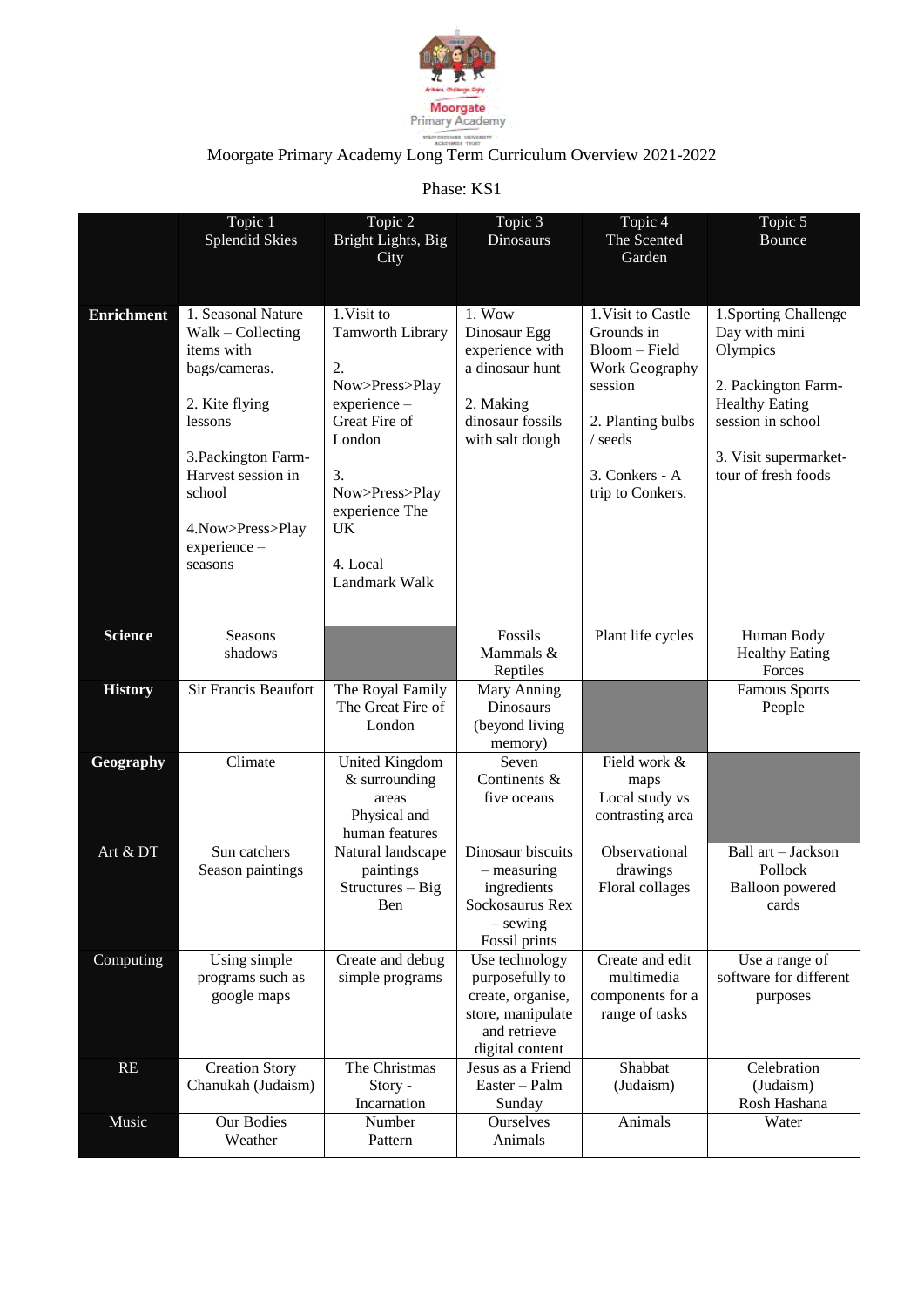Moorgate Primary Academy Long Term Curriculum Overview 2021-2022

Phase: KS1

| | Topic 1<br>Splendid Skies | Topic 2<br>Bright Lights, Big City | Topic 3<br>Dinosaurs | Topic 4<br>The Scented Garden | Topic 5<br>Bounce |
|---|---|---|---|---|---|
| **Enrichment** | 1. Seasonal Nature Walk – Collecting items with bags/cameras.<br><br>2. Kite flying lessons<br><br>3.Packington Farm- Harvest session in school<br><br>4.Now>Press>Play experience – seasons | 1.Visit to Tamworth Library<br><br>2. Now>Press>Play experience – Great Fire of London<br><br>3. Now>Press>Play experience The UK<br><br>4. Local Landmark Walk | 1. Wow Dinosaur Egg experience with a dinosaur hunt<br><br>2. Making dinosaur fossils with salt dough | 1.Visit to Castle Grounds in Bloom – Field Work Geography session<br><br>2. Planting bulbs / seeds<br><br>3. Conkers - A trip to Conkers. | 1.Sporting Challenge Day with mini Olympics<br><br>2. Packington Farm- Healthy Eating session in school<br><br>3. Visit supermarket- tour of fresh foods |
| **Science** | Seasons<br>shadows | | Fossils<br>Mammals & Reptiles | Plant life cycles | Human Body<br>Healthy Eating<br>Forces |
| **History** | Sir Francis Beaufort | The Royal Family<br>The Great Fire of London | Mary Anning<br>Dinosaurs (beyond living memory) | | Famous Sports People |
| **Geography** | Climate | United Kingdom & surrounding areas<br>Physical and human features | Seven Continents & five oceans | Field work & maps<br>Local study vs contrasting area | |
| Art & DT | Sun catchers<br>Season paintings | Natural landscape paintings<br>Structures – Big Ben | Dinosaur biscuits – measuring ingredients<br>Sockosaurus Rex – sewing<br>Fossil prints | Observational drawings<br>Floral collages | Ball art – Jackson Pollock<br>Balloon powered cards |
| Computing | Using simple programs such as google maps | Create and debug simple programs | Use technology purposefully to create, organise, store, manipulate and retrieve digital content | Create and edit multimedia components for a range of tasks | Use a range of software for different purposes |
| RE | Creation Story<br>Chanukah (Judaism) | The Christmas Story - Incarnation | Jesus as a Friend<br>Easter – Palm Sunday | Shabbat (Judaism) | Celebration (Judaism)<br>Rosh Hashana |
| Music | Our Bodies<br>Weather | Number<br>Pattern | Ourselves<br>Animals | Animals | Water |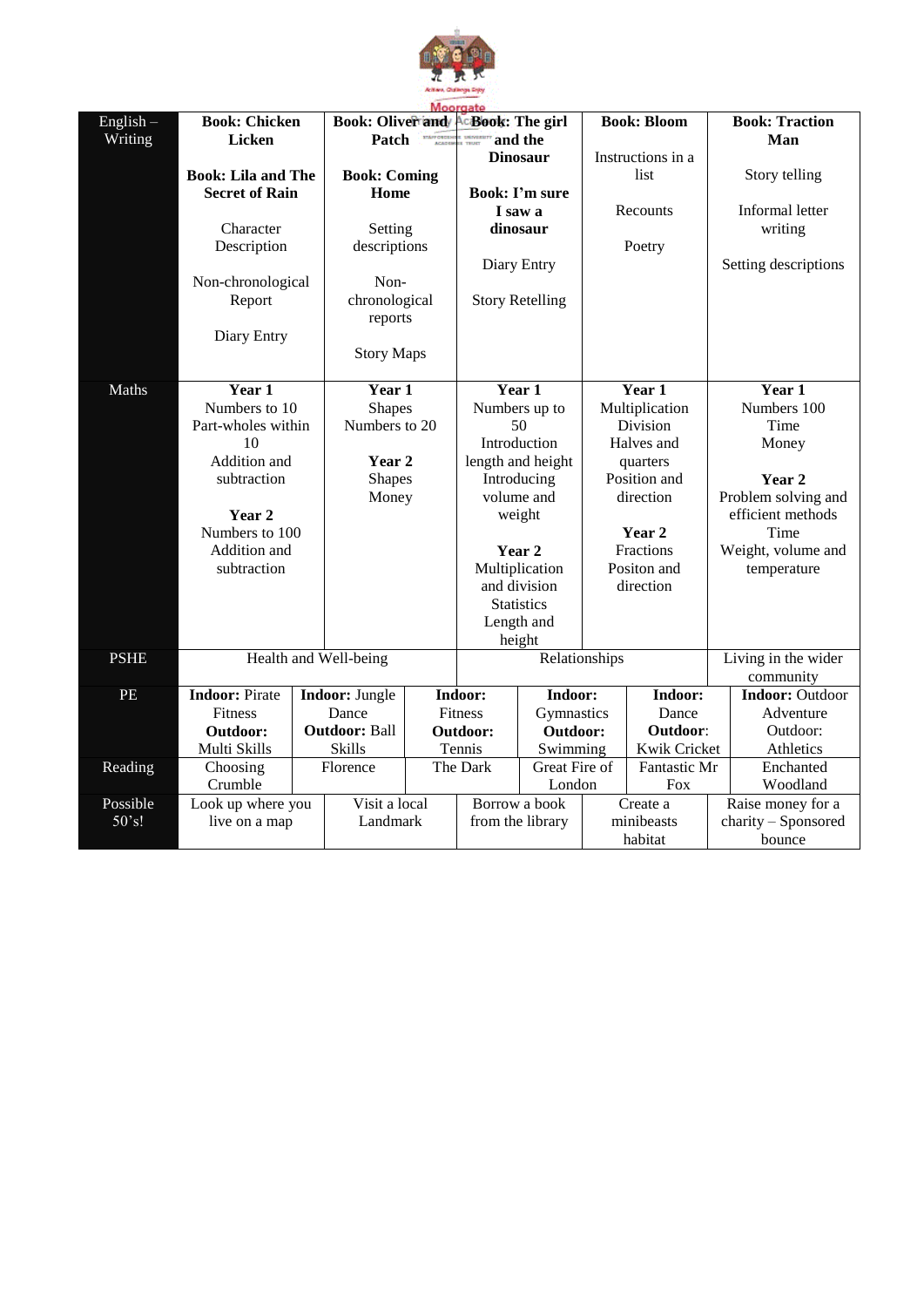Moorgate

| | | | | | |
|---|---|---|---|---|---|
| English – Writing | **Book: Chicken Licken**<br><br>**Book: Lila and The Secret of Rain**<br><br>Character Description<br><br>Non-chronological Report<br><br>Diary Entry | **Book: Oliver and Patch**<br><br>**Book: Coming Home**<br><br>Setting descriptions<br><br>Non-chronological reports<br><br>Story Maps | **Book: The girl and the Dinosaur**<br><br>**Book: I'm sure I saw a dinosaur**<br><br>Diary Entry<br><br>Story Retelling | **Book: Bloom**<br><br>Instructions in a list<br><br>Recounts<br><br>Poetry | **Book: Traction Man**<br><br>Story telling<br><br>Informal letter writing<br><br>Setting descriptions |
| Maths | **Year 1**<br>Numbers to 10<br>Part-wholes within 10<br>Addition and subtraction<br><br>**Year 2**<br>Numbers to 100<br>Addition and subtraction | **Year 1**<br>Shapes<br>Numbers to 20<br><br>**Year 2**<br>Shapes<br>Money | **Year 1**<br>Numbers up to 50<br>Introduction length and height<br>Introducing volume and weight<br><br>**Year 2**<br>Multiplication and division<br>Statistics<br>Length and height | **Year 1**<br>Multiplication<br>Division<br>Halves and quarters<br>Position and direction<br><br>**Year 2**<br>Fractions<br>Positon and direction | **Year 1**<br>Numbers 100<br>Time<br>Money<br><br>**Year 2**<br>Problem solving and efficient methods<br>Time<br>Weight, volume and temperature |
| PSHE | Health and Well-being | | Relationships | | Living in the wider community |

| | | | | | | |
|---|---|---|---|---|---|---|
| PE | **Indoor:** Pirate Fitness<br>**Outdoor:** Multi Skills | **Indoor:** Jungle Dance<br>**Outdoor:** Ball Skills | **Indoor:** Fitness<br>**Outdoor:** Tennis | **Indoor:** Gymnastics<br>**Outdoor:** Swimming | **Indoor:** Dance<br>**Outdoor**: Kwik Cricket | **Indoor:** Outdoor Adventure<br>Outdoor: Athletics |
| Reading | Choosing Crumble | Florence | The Dark | Great Fire of London | Fantastic Mr Fox | Enchanted Woodland |

| | | | | | |
|---|---|---|---|---|---|
| Possible 50's! | Look up where you live on a map | Visit a local Landmark | Borrow a book from the library | Create a minibeasts habitat | Raise money for a charity – Sponsored bounce |